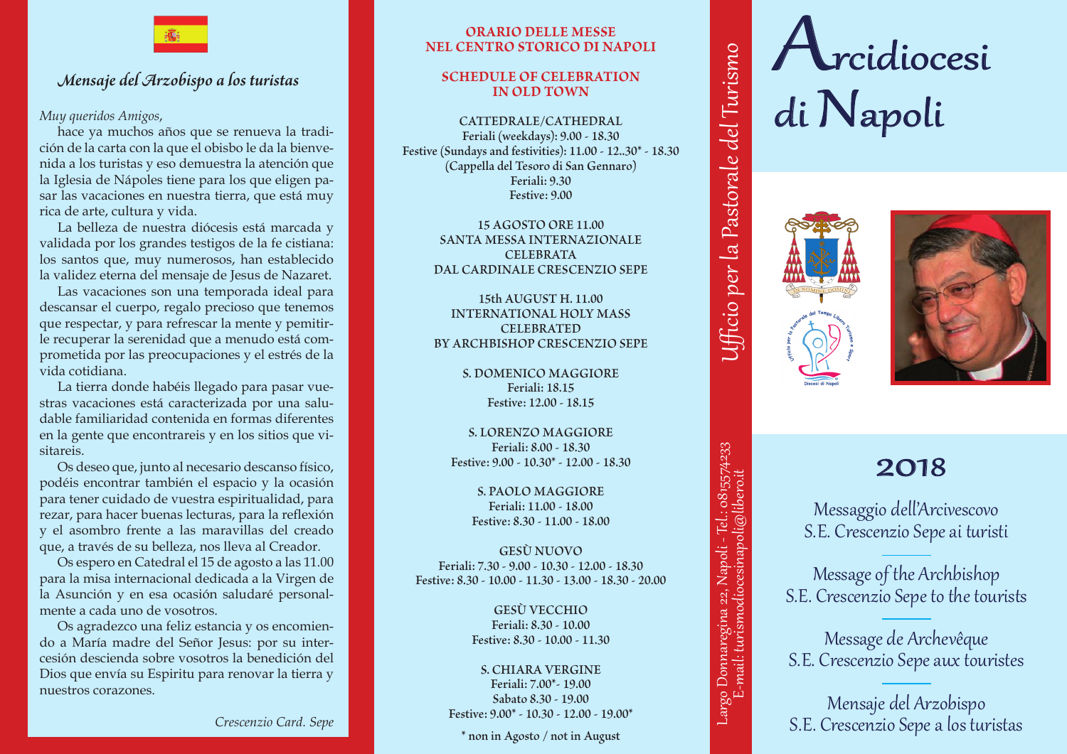## Mensaje del Arzobispo a los turistas

*Muy queridos Amigos*,

hace ya muchos años que se renueva la tradición de la carta con la que el obisbo le da la bienvenida a los turistas y eso demuestra la atención que la Iglesia de Nápoles tiene para los que eligen pasar las vacaciones en nuestra tierra, que está muy rica de arte, cultura y vida.

La belleza de nuestra diócesis está marcada y validada por los grandes testigos de la fe cistiana: los santos que, muy numerosos, han establecido la validez eterna del mensaje de Jesus de Nazaret.

Las vacaciones son una temporada ideal para descansar el cuerpo, regalo precioso que tenemos que respectar, y para refrescar la mente y pemitirle recuperar la serenidad que a menudo está comprometida por las preocupaciones y el estrés de la vida cotidiana.

La tierra donde habéis llegado para pasar vuestras vacaciones está caracterizada por una saludable familiaridad contenida en formas diferentes en la gente que encontrareis y en los sitios que visitareis.

Os deseo que, junto al necesario descanso físico, podéis encontrar también el espacio y la ocasión para tener cuidado de vuestra espiritualidad, para rezar, para hacer buenas lecturas, para la reflexión y el asombro frente a las maravillas del creado que, a través de su belleza, nos lleva al Creador.

Os espero en Catedral el 15 de agosto a las 11.00 para la misa internacional dedicada a la Virgen de la Asunción y en esa ocasión saludaré personalmente a cada uno de vosotros.

Os agradezco una feliz estancia y os encomiendo a María madre del Señor Jesus: por su intercesión descienda sobre vosotros la benedición del Dios que envía su Espiritu para renovar la tierra y nuestros corazones.

*Crescenzio Card. Sepe*

## ORARIO DELLE MESSE NEL CENTRO STORICO DI NAPOLI

## SCHEDULE OF CELEBRATION IN OLD TOWN

**CATTEDRALE/CATHEDRAL**
Feriali (weekdays): 9.00 - 18.30
Festive (Sundays and festivities): 11.00 - 12..30* - 18.30
(Cappella del Tesoro di San Gennaro)
Feriali: 9.30
Festive: 9.00

15 AGOSTO ORE 11.00
SANTA MESSA INTERNAZIONALE
CELEBRATA
DAL CARDINALE CRESCENZIO SEPE

15th AUGUST H. 11.00
INTERNATIONAL HOLY MASS
CELEBRATED
BY ARCHBISHOP CRESCENZIO SEPE

**S. DOMENICO MAGGIORE**
Feriali: 18.15
Festive: 12.00 - 18.15

**S. LORENZO MAGGIORE**
Feriali: 8.00 - 18.30
Festive: 9.00 - 10.30* - 12.00 - 18.30

**S. PAOLO MAGGIORE**
Feriali: 11.00 - 18.00
Festive: 8.30 - 11.00 - 18.00

**GESÙ NUOVO**
Feriali: 7.30 - 9.00 - 10.30 - 12.00 - 18.30
Festive: 8.30 - 10.00 - 11.30 - 13.00 - 18.30 - 20.00

**GESÙ VECCHIO**
Feriali: 8.30 - 10.00
Festive: 8.30 - 10.00 - 11.30

**S. CHIARA VERGINE**
Feriali: 7.00*- 19.00
Sabato 8.30 - 19.00
Festive: 9.00* - 10.30 - 12.00 - 19.00*

\* non in Agosto / not in August

*Ufficio per la Pastorale del Turismo*

Largo Donnaregina 22, Napoli - Tel.: 081557 4233
E-mail: turismodiocesinapoli@libero.it

# Arcidiocesi di Napoli

IN NOMINE DOMINI

Ufficio per la Pastorale del Tempo Libero Turismo e Sport — Diocesi di Napoli

## 2018

Messaggio dell'Arcivescovo
S.E. Crescenzio Sepe ai turisti

Message of the Archbishop
S.E. Crescenzio Sepe to the tourists

Message de Archevêque
S.E. Crescenzio Sepe aux touristes

Mensaje del Arzobispo
S.E. Crescenzio Sepe a los turistas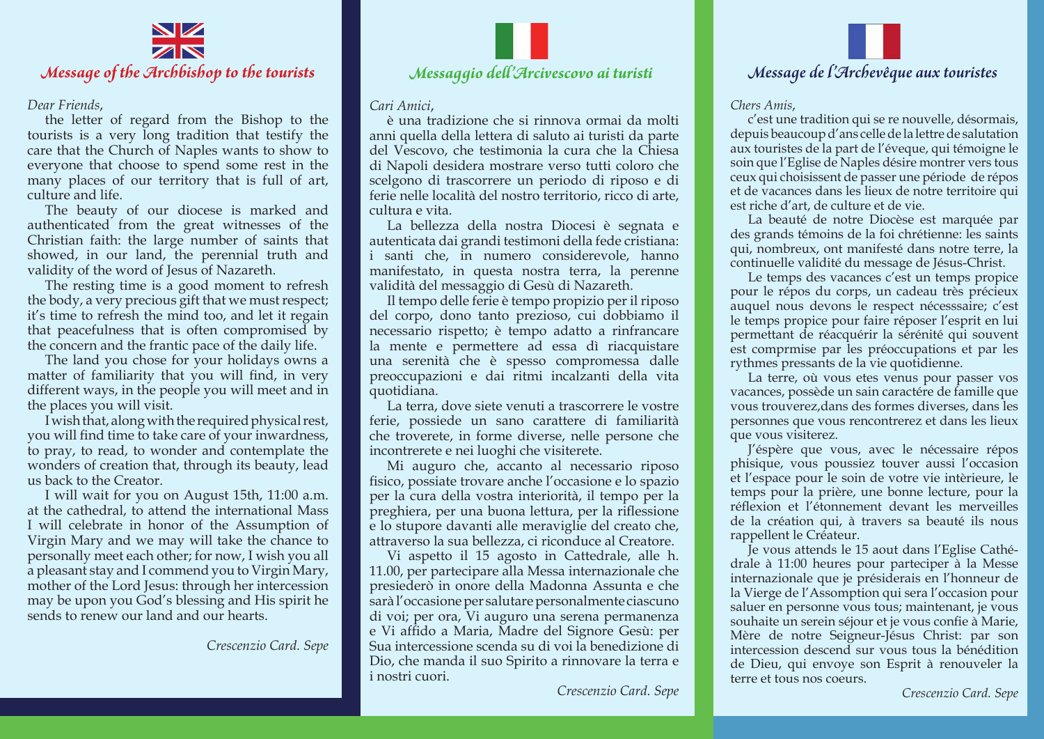## *Message of the Archbishop to the tourists*

*Dear Friends*,

the letter of regard from the Bishop to the tourists is a very long tradition that testify the care that the Church of Naples wants to show to everyone that choose to spend some rest in the many places of our territory that is full of art, culture and life.

The beauty of our diocese is marked and authenticated from the great witnesses of the Christian faith: the large number of saints that showed, in our land, the perennial truth and validity of the word of Jesus of Nazareth.

The resting time is a good moment to refresh the body, a very precious gift that we must respect; it's time to refresh the mind too, and let it regain that peacefulness that is often compromised by the concern and the frantic pace of the daily life.

The land you chose for your holidays owns a matter of familiarity that you will find, in very different ways, in the people you will meet and in the places you will visit.

I wish that, along with the required physical rest, you will find time to take care of your inwardness, to pray, to read, to wonder and contemplate the wonders of creation that, through its beauty, lead us back to the Creator.

I will wait for you on August 15th, 11:00 a.m. at the cathedral, to attend the international Mass I will celebrate in honor of the Assumption of Virgin Mary and we may will take the chance to personally meet each other; for now, I wish you all a pleasant stay and I commend you to Virgin Mary, mother of the Lord Jesus: through her intercession may be upon you God's blessing and His spirit he sends to renew our land and our hearts.

*Crescenzio Card. Sepe*

## *Messaggio dell'Arcivescovo ai turisti*

*Cari Amici*,

è una tradizione che si rinnova ormai da molti anni quella della lettera di saluto ai turisti da parte del Vescovo, che testimonia la cura che la Chiesa di Napoli desidera mostrare verso tutti coloro che scelgono di trascorrere un periodo di riposo e di ferie nelle località del nostro territorio, ricco di arte, cultura e vita.

La bellezza della nostra Diocesi è segnata e autenticata dai grandi testimoni della fede cristiana: i santi che, in numero considerevole, hanno manifestato, in questa nostra terra, la perenne validità del messaggio di Gesù di Nazareth.

Il tempo delle ferie è tempo propizio per il riposo del corpo, dono tanto prezioso, cui dobbiamo il necessario rispetto; è tempo adatto a rinfrancare la mente e permettere ad essa dì riacquistare una serenità che è spesso compromessa dalle preoccupazioni e dai ritmi incalzanti della vita quotidiana.

La terra, dove siete venuti a trascorrere le vostre ferie, possiede un sano carattere di familiarità che troverete, in forme diverse, nelle persone che incontrerete e nei luoghi che visiterete.

Mi auguro che, accanto al necessario riposo fisico, possiate trovare anche l'occasione e lo spazio per la cura della vostra interiorità, il tempo per la preghiera, per una buona lettura, per la riflessione e lo stupore davanti alle meraviglie del creato che, attraverso la sua bellezza, ci riconduce al Creatore.

Vi aspetto il 15 agosto in Cattedrale, alle h. 11.00, per partecipare alla Messa internazionale che presiederò in onore della Madonna Assunta e che sarà l'occasione per salutare personalmente ciascuno di voi; per ora, Vi auguro una serena permanenza e Vi affido a Maria, Madre del Signore Gesù: per Sua intercessione scenda su di voi la benedizione di Dio, che manda il suo Spirito a rinnovare la terra e i nostri cuori.

*Crescenzio Card. Sepe*

## *Message de l'Archevêque aux touristes*

*Chers Amis*,

c'est une tradition qui se re nouvelle, désormais, depuis beaucoup d'ans celle de la lettre de salutation aux touristes de la part de l'évêque, qui témoigne le soin que l'Eglise de Naples désire montrer vers tous ceux qui choisissent de passer une période de répos et de vacances dans les lieux de notre territoire qui est riche d'art, de culture et de vie.

La beauté de notre Diocèse est marquée par des grands témoins de la foi chrétienne: les saints qui, nombreux, ont manifesté dans notre terre, la continuelle validité du message de Jésus-Christ.

Le temps des vacances c'est un temps propice pour le répos du corps, un cadeau très précieux auquel nous devons le respect nécesssaire; c'est le temps propice pour faire réposer l'esprit en lui permettant de réacquérir la sérénité qui souvent est comprmise par les préoccupations et par les rythmes pressants de la vie quotidienne.

La terre, où vous etes venus pour passer vos vacances, possède un sain caractére de famille que vous trouverez,dans des formes diverses, dans les personnes que vous rencontrerez et dans les lieux que vous visiterez.

J'éspère que vous, avec le nécessaire répos phisique, vous poussiez touver aussi l'occasion et l'espace pour le soin de votre vie intèrieure, le temps pour la prière, une bonne lecture, pour la réflexion et l'étonnement devant les merveilles de la création qui, à travers sa beauté ils nous rappellent le Créateur.

Je vous attends le 15 aout dans l'Eglise Cathédrale à 11:00 heures pour parteciper à la Messe internazionale que je présiderais en l'honneur de la Vierge de l'Assomption qui sera l'occasion pour saluer en personne vous tous; maintenant, je vous souhaite un serein séjour et je vous confie à Marie, Mère de notre Seigneur-Jésus Christ: par son intercession descend sur vous tous la bénédition de Dieu, qui envoye son Esprit à renouveler la terre et tous nos coeurs.

*Crescenzio Card. Sepe*